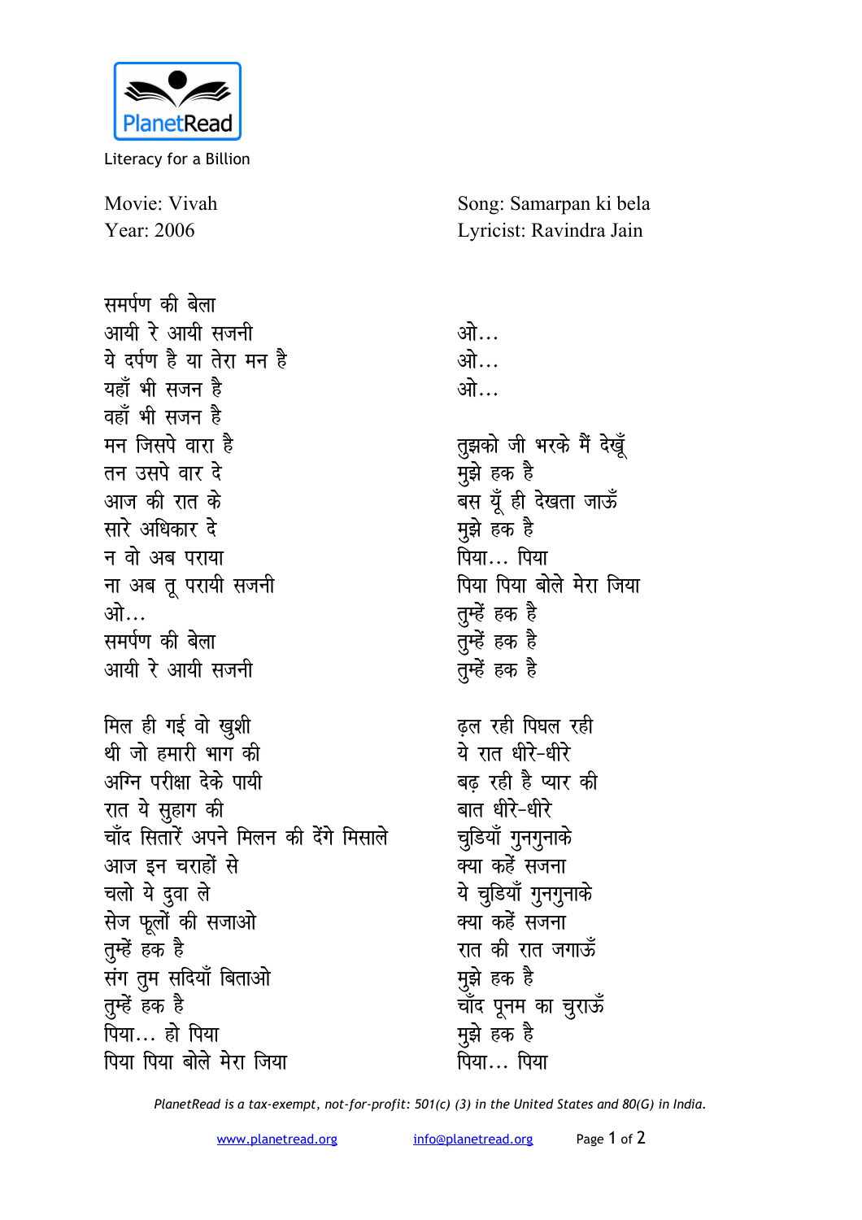PlanetRead

Literacy for a Billion

Movie: Vivah
Year: 2006

Song: Samarpan ki bela
Lyricist: Ravindra Jain

समर्पण की बेला
आयी रे आयी सजनी
ये दर्पण है या तेरा मन है
यहाँ भी सजन है
वहाँ भी सजन है
मन जिसपे वारा है
तन उसपे वार दे
आज की रात के
सारे अधिकार दे
न वो अब पराया
ना अब तू परायी सजनी
ओ...
समर्पण की बेला
आयी रे आयी सजनी

मिल ही गई वो खुशी
थी जो हमारी भाग की
अग्नि परीक्षा देके पायी
रात ये सुहाग की
चाँद सितारें अपने मिलन की देंगे मिसाले
आज इन चराहों से
चलो ये दुवा ले
सेज फूलों की सजाओ
तुम्हें हक है
संग तुम सदियाँ बिताओ
तुम्हें हक है
पिया... हो पिया
पिया पिया बोले मेरा जिया

ओ...
ओ...
ओ...

तुझको जी भरके मैं देखूँ
मुझे हक है
बस यूँ ही देखता जाऊँ
मुझे हक है
पिया... पिया
पिया पिया बोले मेरा जिया
तुम्हें हक है
तुम्हें हक है
तुम्हें हक है

ढ़ल रही पिघल रही
ये रात धीरे-धीरे
बढ़ रही है प्यार की
बात धीरे-धीरे
चुडियाँ गुनगुनाके
क्या कहें सजना
ये चुडियाँ गुनगुनाके
क्या कहें सजना
रात की रात जगाऊँ
मुझे हक है
चाँद पूनम का चुराऊँ
मुझे हक है
पिया... पिया

*PlanetRead is a tax-exempt, not-for-profit: 501(c) (3) in the United States and 80(G) in India.*

www.planetread.org  info@planetread.org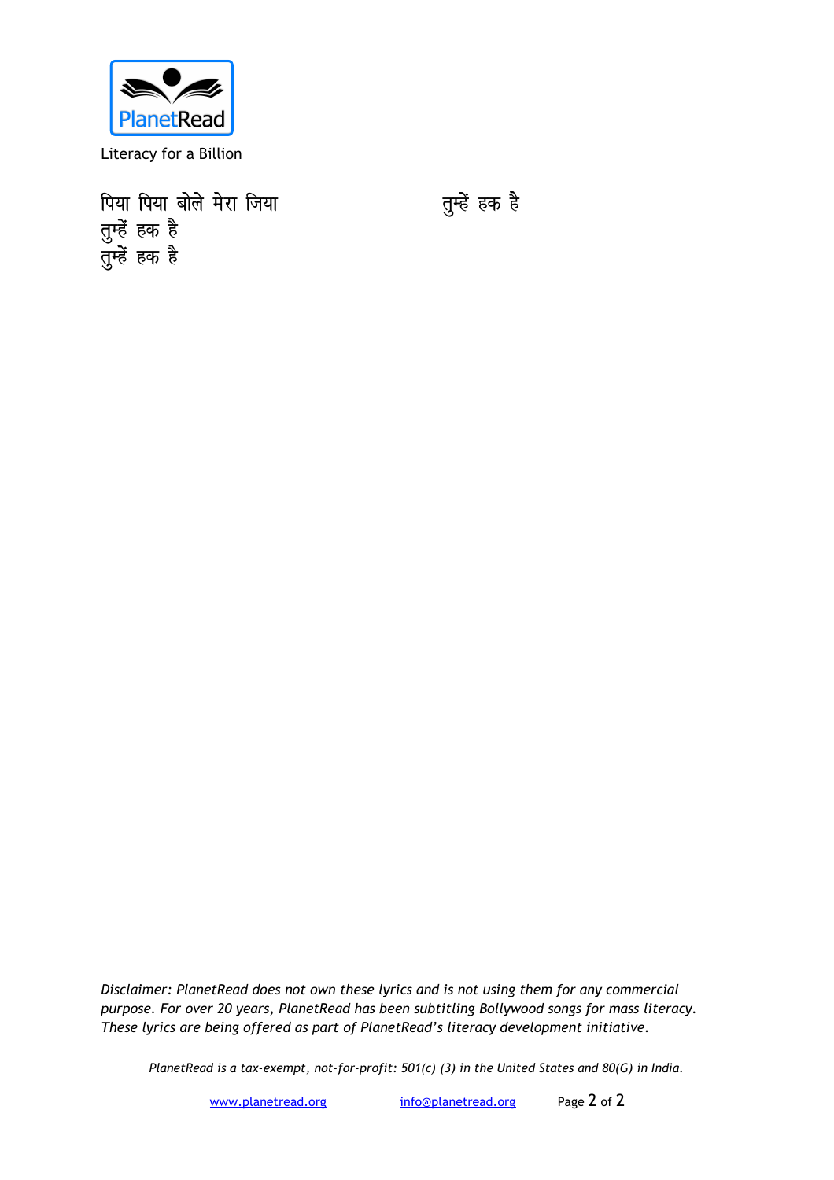PlanetRead

Literacy for a Billion

पिया पिया बोले मेरा जिया
तुम्हें हक है
तुम्हें हक है

तुम्हें हक है

*Disclaimer: PlanetRead does not own these lyrics and is not using them for any commercial purpose. For over 20 years, PlanetRead has been subtitling Bollywood songs for mass literacy. These lyrics are being offered as part of PlanetRead's literacy development initiative.*

*PlanetRead is a tax-exempt, not-for-profit: 501(c) (3) in the United States and 80(G) in India.*

www.planetread.org info@planetread.org